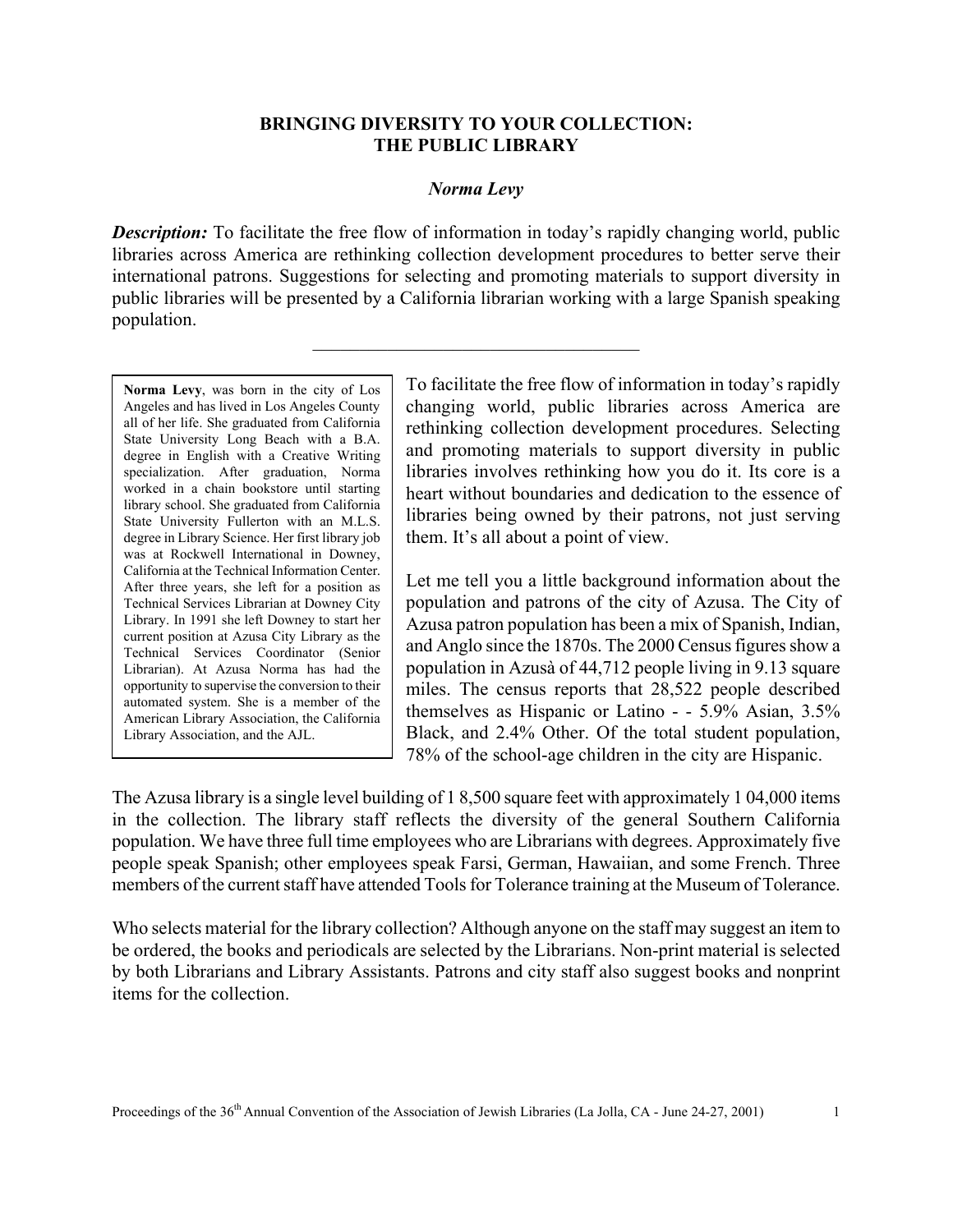# BRINGING DIVERSITY TO YOUR COLLECTION: THE PUBLIC LIBRARY

***Norma Levy***

***Description:*** To facilitate the free flow of information in today's rapidly changing world, public libraries across America are rethinking collection development procedures to better serve their international patrons. Suggestions for selecting and promoting materials to support diversity in public libraries will be presented by a California librarian working with a large Spanish speaking population.

---

**Norma Levy**, was born in the city of Los Angeles and has lived in Los Angeles County all of her life. She graduated from California State University Long Beach with a B.A. degree in English with a Creative Writing specialization. After graduation, Norma worked in a chain bookstore until starting library school. She graduated from California State University Fullerton with an M.L.S. degree in Library Science. Her first library job was at Rockwell International in Downey, California at the Technical Information Center. After three years, she left for a position as Technical Services Librarian at Downey City Library. In 1991 she left Downey to start her current position at Azusa City Library as the Technical Services Coordinator (Senior Librarian). At Azusa Norma has had the opportunity to supervise the conversion to their automated system. She is a member of the American Library Association, the California Library Association, and the AJL.

To facilitate the free flow of information in today's rapidly changing world, public libraries across America are rethinking collection development procedures. Selecting and promoting materials to support diversity in public libraries involves rethinking how you do it. Its core is a heart without boundaries and dedication to the essence of libraries being owned by their patrons, not just serving them. It's all about a point of view.

Let me tell you a little background information about the population and patrons of the city of Azusa. The City of Azusa patron population has been a mix of Spanish, Indian, and Anglo since the 1870s. The 2000 Census figures show a population in Azusà of 44,712 people living in 9.13 square miles. The census reports that 28,522 people described themselves as Hispanic or Latino - - 5.9% Asian, 3.5% Black, and 2.4% Other. Of the total student population, 78% of the school-age children in the city are Hispanic.

The Azusa library is a single level building of 1 8,500 square feet with approximately 1 04,000 items in the collection. The library staff reflects the diversity of the general Southern California population. We have three full time employees who are Librarians with degrees. Approximately five people speak Spanish; other employees speak Farsi, German, Hawaiian, and some French. Three members of the current staff have attended Tools for Tolerance training at the Museum of Tolerance.

Who selects material for the library collection? Although anyone on the staff may suggest an item to be ordered, the books and periodicals are selected by the Librarians. Non-print material is selected by both Librarians and Library Assistants. Patrons and city staff also suggest books and nonprint items for the collection.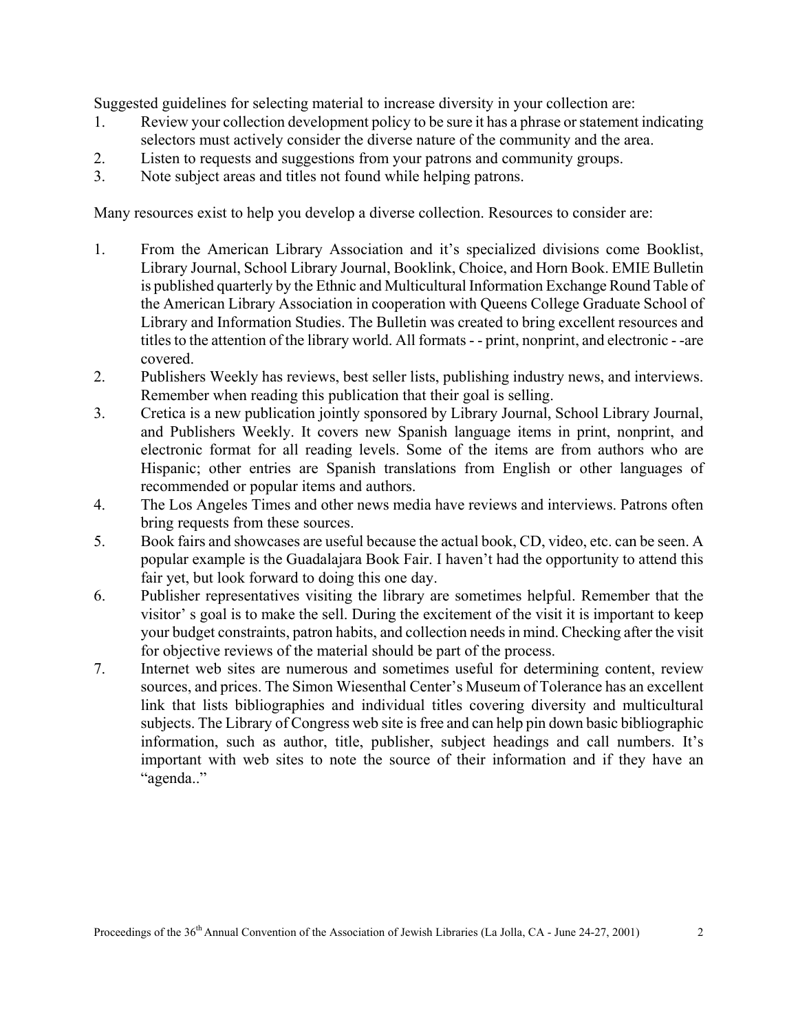Suggested guidelines for selecting material to increase diversity in your collection are:

1. Review your collection development policy to be sure it has a phrase or statement indicating selectors must actively consider the diverse nature of the community and the area.
2. Listen to requests and suggestions from your patrons and community groups.
3. Note subject areas and titles not found while helping patrons.

Many resources exist to help you develop a diverse collection. Resources to consider are:

1. From the American Library Association and it's specialized divisions come Booklist, Library Journal, School Library Journal, Booklink, Choice, and Horn Book. EMIE Bulletin is published quarterly by the Ethnic and Multicultural Information Exchange Round Table of the American Library Association in cooperation with Queens College Graduate School of Library and Information Studies. The Bulletin was created to bring excellent resources and titles to the attention of the library world. All formats - - print, nonprint, and electronic - -are covered.
2. Publishers Weekly has reviews, best seller lists, publishing industry news, and interviews. Remember when reading this publication that their goal is selling.
3. Cretica is a new publication jointly sponsored by Library Journal, School Library Journal, and Publishers Weekly. It covers new Spanish language items in print, nonprint, and electronic format for all reading levels. Some of the items are from authors who are Hispanic; other entries are Spanish translations from English or other languages of recommended or popular items and authors.
4. The Los Angeles Times and other news media have reviews and interviews. Patrons often bring requests from these sources.
5. Book fairs and showcases are useful because the actual book, CD, video, etc. can be seen. A popular example is the Guadalajara Book Fair. I haven't had the opportunity to attend this fair yet, but look forward to doing this one day.
6. Publisher representatives visiting the library are sometimes helpful. Remember that the visitor' s goal is to make the sell. During the excitement of the visit it is important to keep your budget constraints, patron habits, and collection needs in mind. Checking after the visit for objective reviews of the material should be part of the process.
7. Internet web sites are numerous and sometimes useful for determining content, review sources, and prices. The Simon Wiesenthal Center's Museum of Tolerance has an excellent link that lists bibliographies and individual titles covering diversity and multicultural subjects. The Library of Congress web site is free and can help pin down basic bibliographic information, such as author, title, publisher, subject headings and call numbers. It's important with web sites to note the source of their information and if they have an "agenda.."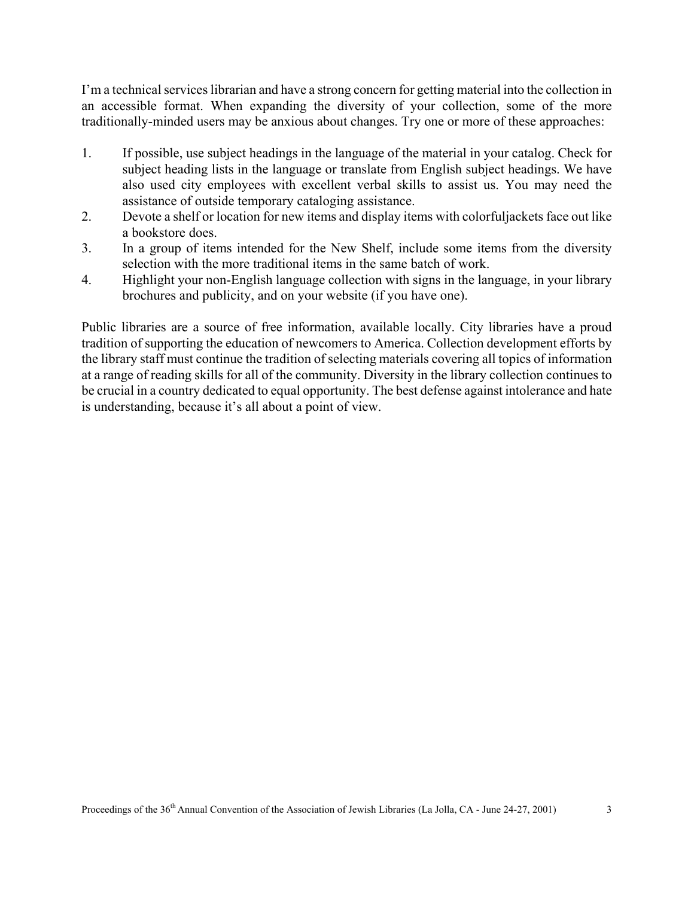I'm a technical services librarian and have a strong concern for getting material into the collection in an accessible format. When expanding the diversity of your collection, some of the more traditionally-minded users may be anxious about changes. Try one or more of these approaches:

1. If possible, use subject headings in the language of the material in your catalog. Check for subject heading lists in the language or translate from English subject headings. We have also used city employees with excellent verbal skills to assist us. You may need the assistance of outside temporary cataloging assistance.
2. Devote a shelf or location for new items and display items with colorfuljackets face out like a bookstore does.
3. In a group of items intended for the New Shelf, include some items from the diversity selection with the more traditional items in the same batch of work.
4. Highlight your non-English language collection with signs in the language, in your library brochures and publicity, and on your website (if you have one).

Public libraries are a source of free information, available locally. City libraries have a proud tradition of supporting the education of newcomers to America. Collection development efforts by the library staff must continue the tradition of selecting materials covering all topics of information at a range of reading skills for all of the community. Diversity in the library collection continues to be crucial in a country dedicated to equal opportunity. The best defense against intolerance and hate is understanding, because it's all about a point of view.